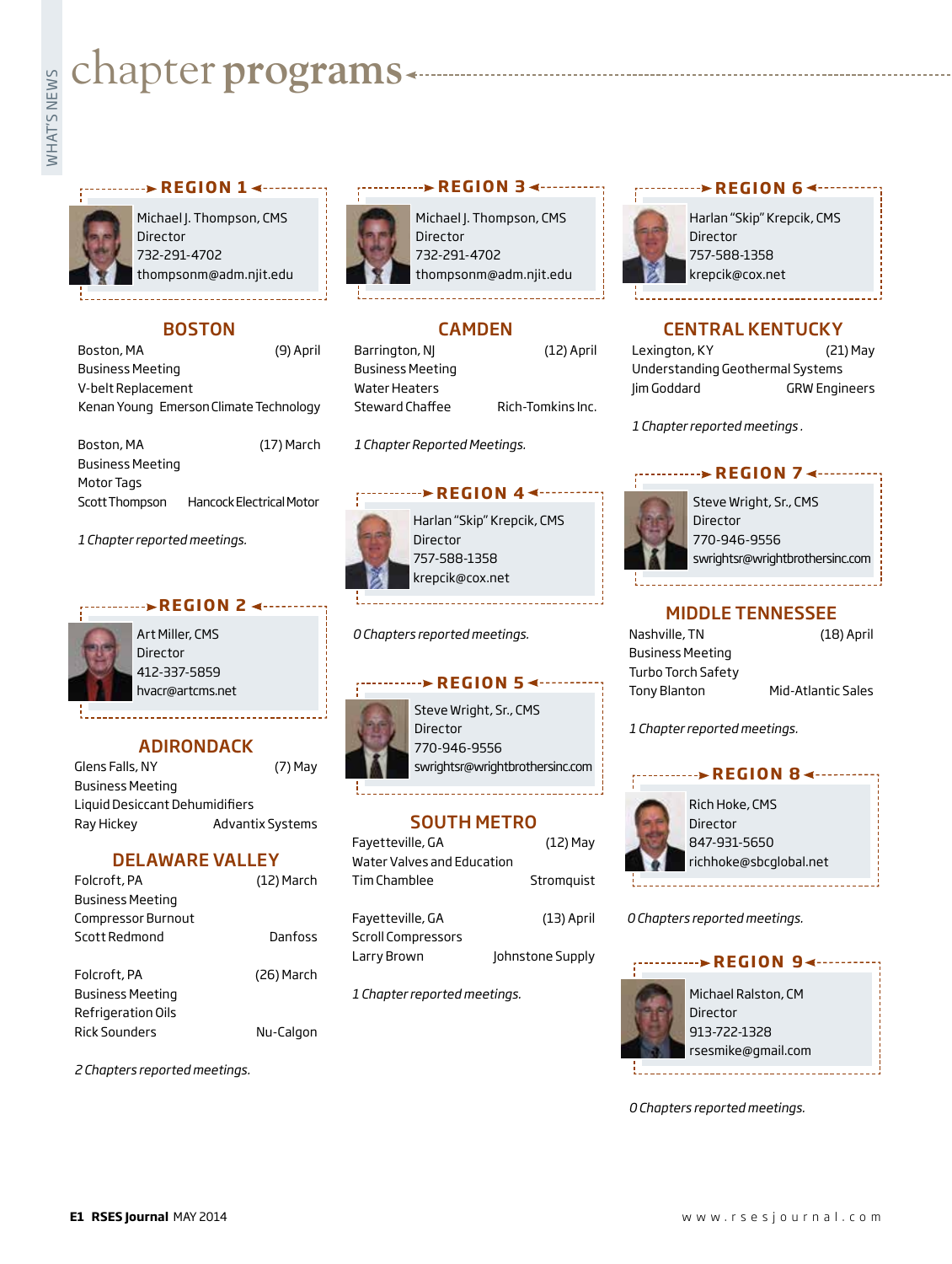# chapter programs

## REGION 1

Michael J. Thompson, CMS
Director
732-291-4702
thompsonm@adm.njit.edu

### BOSTON

Boston, MA (9) April
Business Meeting
V-belt Replacement
Kenan Young Emerson Climate Technology

Boston, MA (17) March
Business Meeting
Motor Tags
Scott Thompson Hancock Electrical Motor

*1 Chapter reported meetings.*

## REGION 2

Art Miller, CMS
Director
412-337-5859
hvacr@artcms.net

### ADIRONDACK

Glens Falls, NY (7) May
Business Meeting
Liquid Desiccant Dehumidifiers
Ray Hickey Advantix Systems

### DELAWARE VALLEY

Folcroft, PA (12) March
Business Meeting
Compressor Burnout
Scott Redmond Danfoss

Folcroft, PA (26) March
Business Meeting
Refrigeration Oils
Rick Sounders Nu-Calgon

*2 Chapters reported meetings.*

## REGION 3

Michael J. Thompson, CMS
Director
732-291-4702
thompsonm@adm.njit.edu

### CAMDEN

Barrington, NJ (12) April
Business Meeting
Water Heaters
Steward Chaffee Rich-Tomkins Inc.

*1 Chapter Reported Meetings.*

## REGION 4

Harlan "Skip" Krepcik, CMS
Director
757-588-1358
krepcik@cox.net

*0 Chapters reported meetings.*

## REGION 5

Steve Wright, Sr., CMS
Director
770-946-9556
swrightsr@wrightbrothersinc.com

### SOUTH METRO

Fayetteville, GA (12) May
Water Valves and Education
Tim Chamblee Stromquist

Fayetteville, GA (13) April
Scroll Compressors
Larry Brown Johnstone Supply

*1 Chapter reported meetings.*

## REGION 6

Harlan "Skip" Krepcik, CMS
Director
757-588-1358
krepcik@cox.net

### CENTRAL KENTUCKY

Lexington, KY (21) May
Understanding Geothermal Systems
Jim Goddard GRW Engineers

*1 Chapter reported meetings.*

## REGION 7

Steve Wright, Sr., CMS
Director
770-946-9556
swrightsr@wrightbrothersinc.com

### MIDDLE TENNESSEE

Nashville, TN (18) April
Business Meeting
Turbo Torch Safety
Tony Blanton Mid-Atlantic Sales

*1 Chapter reported meetings.*

## REGION 8

Rich Hoke, CMS
Director
847-931-5650
richhoke@sbcglobal.net

*0 Chapters reported meetings.*

## REGION 9

Michael Ralston, CM
Director
913-722-1328
rsesmike@gmail.com

*0 Chapters reported meetings.*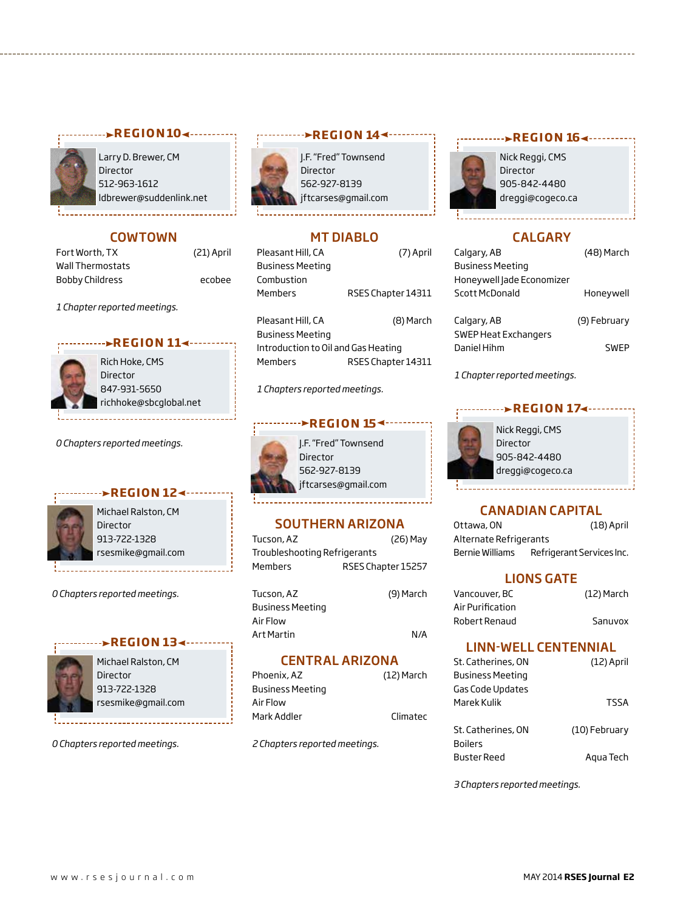## REGION 10

Larry D. Brewer, CM
Director
512-963-1612
ldbrewer@suddenlink.net

### COWTOWN

Fort Worth, TX (21) April
Wall Thermostats
Bobby Childress ecobee

*1 Chapter reported meetings.*

## REGION 11

Rich Hoke, CMS
Director
847-931-5650
richhoke@sbcglobal.net

*0 Chapters reported meetings.*

## REGION 12

Michael Ralston, CM
Director
913-722-1328
rsesmike@gmail.com

*0 Chapters reported meetings.*

## REGION 13

Michael Ralston, CM
Director
913-722-1328
rsesmike@gmail.com

*0 Chapters reported meetings.*

## REGION 14

J.F. "Fred" Townsend
Director
562-927-8139
jftcarses@gmail.com

### MT DIABLO

Pleasant Hill, CA (7) April
Business Meeting
Combustion
Members RSES Chapter 14311

Pleasant Hill, CA (8) March
Business Meeting
Introduction to Oil and Gas Heating
Members RSES Chapter 14311

*1 Chapters reported meetings.*

## REGION 15

J.F. "Fred" Townsend
Director
562-927-8139
jftcarses@gmail.com

### SOUTHERN ARIZONA

Tucson, AZ (26) May
Troubleshooting Refrigerants
Members RSES Chapter 15257

Tucson, AZ (9) March
Business Meeting
Air Flow
Art Martin N/A

### CENTRAL ARIZONA

Phoenix, AZ (12) March
Business Meeting
Air Flow
Mark Addler Climatec

*2 Chapters reported meetings.*

## REGION 16

Nick Reggi, CMS
Director
905-842-4480
dreggi@cogeco.ca

### CALGARY

Calgary, AB (48) March
Business Meeting
Honeywell Jade Economizer
Scott McDonald Honeywell

Calgary, AB (9) February
SWEP Heat Exchangers
Daniel Hihm SWEP

*1 Chapter reported meetings.*

## REGION 17

Nick Reggi, CMS
Director
905-842-4480
dreggi@cogeco.ca

### CANADIAN CAPITAL

Ottawa, ON (18) April
Alternate Refrigerants
Bernie Williams Refrigerant Services Inc.

### LIONS GATE

Vancouver, BC (12) March
Air Purification
Robert Renaud Sanuvox

### LINN-WELL CENTENNIAL

St. Catherines, ON (12) April
Business Meeting
Gas Code Updates
Marek Kulik TSSA

St. Catherines, ON (10) February
Boilers
Buster Reed Aqua Tech

*3 Chapters reported meetings.*